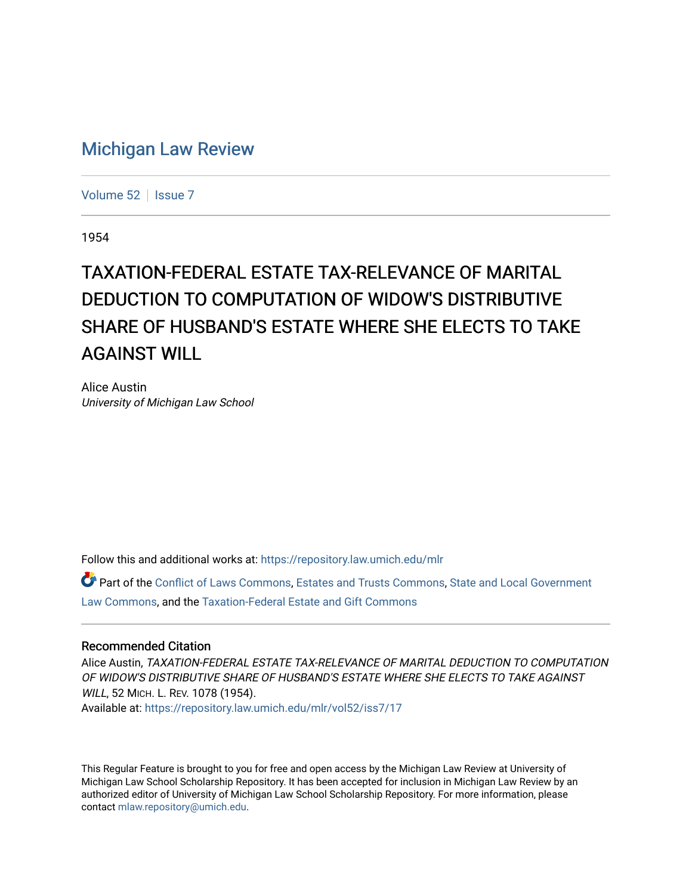# Michigan Law Review

Volume 52 | Issue 7

1954

## TAXATION-FEDERAL ESTATE TAX-RELEVANCE OF MARITAL DEDUCTION TO COMPUTATION OF WIDOW'S DISTRIBUTIVE SHARE OF HUSBAND'S ESTATE WHERE SHE ELECTS TO TAKE AGAINST WILL

Alice Austin
*University of Michigan Law School*

Follow this and additional works at: https://repository.law.umich.edu/mlr

Part of the Conflict of Laws Commons, Estates and Trusts Commons, State and Local Government Law Commons, and the Taxation-Federal Estate and Gift Commons

### Recommended Citation

Alice Austin, *TAXATION-FEDERAL ESTATE TAX-RELEVANCE OF MARITAL DEDUCTION TO COMPUTATION OF WIDOW'S DISTRIBUTIVE SHARE OF HUSBAND'S ESTATE WHERE SHE ELECTS TO TAKE AGAINST WILL*, 52 MICH. L. REV. 1078 (1954).
Available at: https://repository.law.umich.edu/mlr/vol52/iss7/17

This Regular Feature is brought to you for free and open access by the Michigan Law Review at University of Michigan Law School Scholarship Repository. It has been accepted for inclusion in Michigan Law Review by an authorized editor of University of Michigan Law School Scholarship Repository. For more information, please contact mlaw.repository@umich.edu.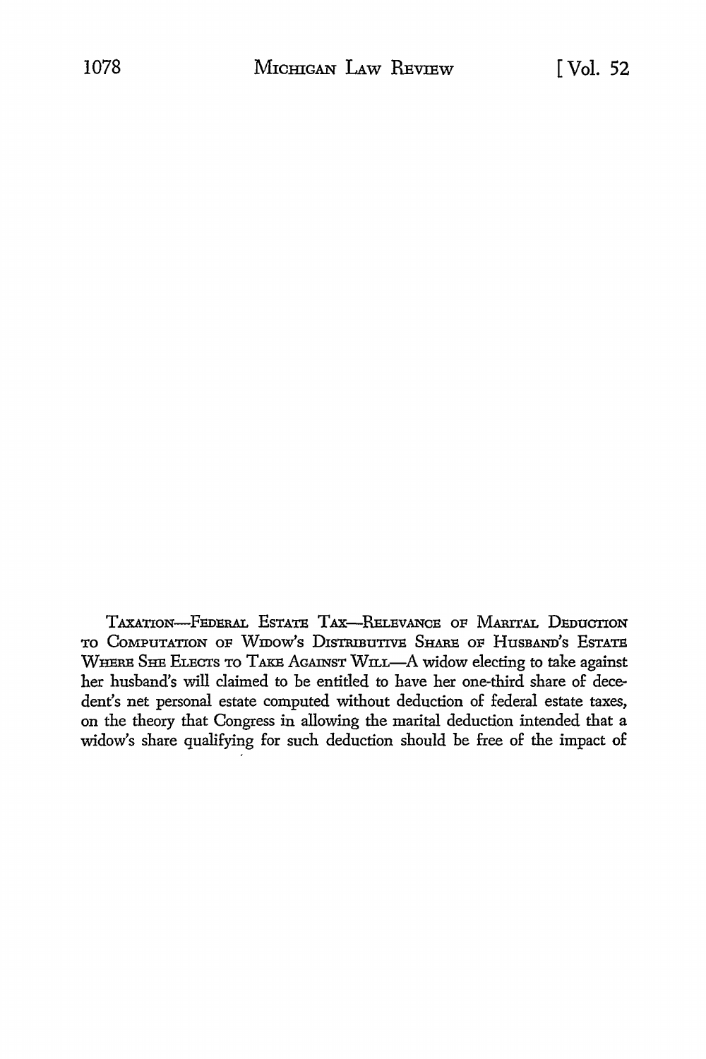TAXATION—FEDERAL ESTATE TAX—RELEVANCE OF MARITAL DEDUCTION TO COMPUTATION OF WIDOW'S DISTRIBUTIVE SHARE OF HUSBAND'S ESTATE WHERE SHE ELECTS TO TAKE AGAINST WILL—A widow electing to take against her husband's will claimed to be entitled to have her one-third share of decedent's net personal estate computed without deduction of federal estate taxes, on the theory that Congress in allowing the marital deduction intended that a widow's share qualifying for such deduction should be free of the impact of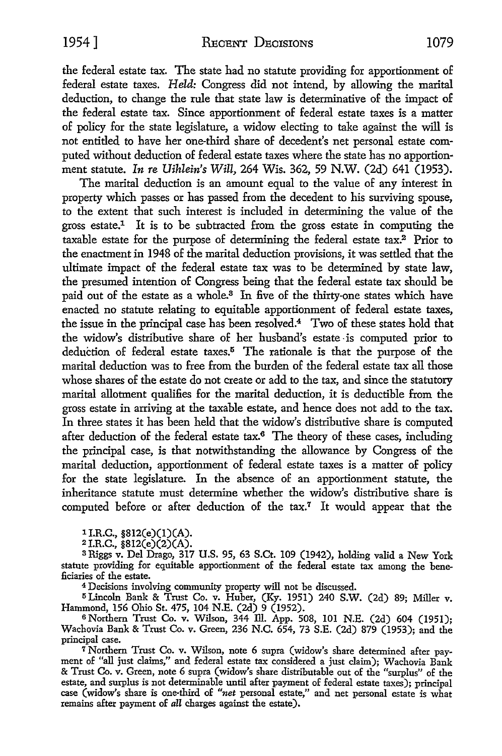the federal estate tax. The state had no statute providing for apportionment of federal estate taxes. *Held:* Congress did not intend, by allowing the marital deduction, to change the rule that state law is determinative of the impact of the federal estate tax. Since apportionment of federal estate taxes is a matter of policy for the state legislature, a widow electing to take against the will is not entitled to have her one-third share of decedent's net personal estate computed without deduction of federal estate taxes where the state has no apportionment statute. *In re Uihlein's Will*, 264 Wis. 362, 59 N.W. (2d) 641 (1953).

The marital deduction is an amount equal to the value of any interest in property which passes or has passed from the decedent to his surviving spouse, to the extent that such interest is included in determining the value of the gross estate.[1] It is to be subtracted from the gross estate in computing the taxable estate for the purpose of determining the federal estate tax.[2] Prior to the enactment in 1948 of the marital deduction provisions, it was settled that the ultimate impact of the federal estate tax was to be determined by state law, the presumed intention of Congress being that the federal estate tax should be paid out of the estate as a whole.[3] In five of the thirty-one states which have enacted no statute relating to equitable apportionment of federal estate taxes, the issue in the principal case has been resolved.[4] Two of these states hold that the widow's distributive share of her husband's estate is computed prior to deduction of federal estate taxes.[5] The rationale is that the purpose of the marital deduction was to free from the burden of the federal estate tax all those whose shares of the estate do not create or add to the tax, and since the statutory marital allotment qualifies for the marital deduction, it is deductible from the gross estate in arriving at the taxable estate, and hence does not add to the tax. In three states it has been held that the widow's distributive share is computed after deduction of the federal estate tax.[6] The theory of these cases, including the principal case, is that notwithstanding the allowance by Congress of the marital deduction, apportionment of federal estate taxes is a matter of policy for the state legislature. In the absence of an apportionment statute, the inheritance statute must determine whether the widow's distributive share is computed before or after deduction of the tax.[7] It would appear that the

---

[1] I.R.C., §812(e)(1)(A).

[2] I.R.C., §812(e)(2)(A).

[3] Riggs v. Del Drago, 317 U.S. 95, 63 S.Ct. 109 (1942), holding valid a New York statute providing for equitable apportionment of the federal estate tax among the beneficiaries of the estate.

[4] Decisions involving community property will not be discussed.

[5] Lincoln Bank & Trust Co. v. Huber, (Ky. 1951) 240 S.W. (2d) 89; Miller v. Hammond, 156 Ohio St. 475, 104 N.E. (2d) 9 (1952).

[6] Northern Trust Co. v. Wilson, 344 Ill. App. 508, 101 N.E. (2d) 604 (1951); Wachovia Bank & Trust Co. v. Green, 236 N.C. 654, 73 S.E. (2d) 879 (1953); and the principal case.

[7] Northern Trust Co. v. Wilson, note 6 supra (widow's share determined after payment of "all just claims," and federal estate tax considered a just claim); Wachovia Bank & Trust Co. v. Green, note 6 supra (widow's share distributable out of the "surplus" of the estate, and surplus is not determinable until after payment of federal estate taxes); principal case (widow's share is one-third of "*net* personal estate," and net personal estate is what remains after payment of *all* charges against the estate).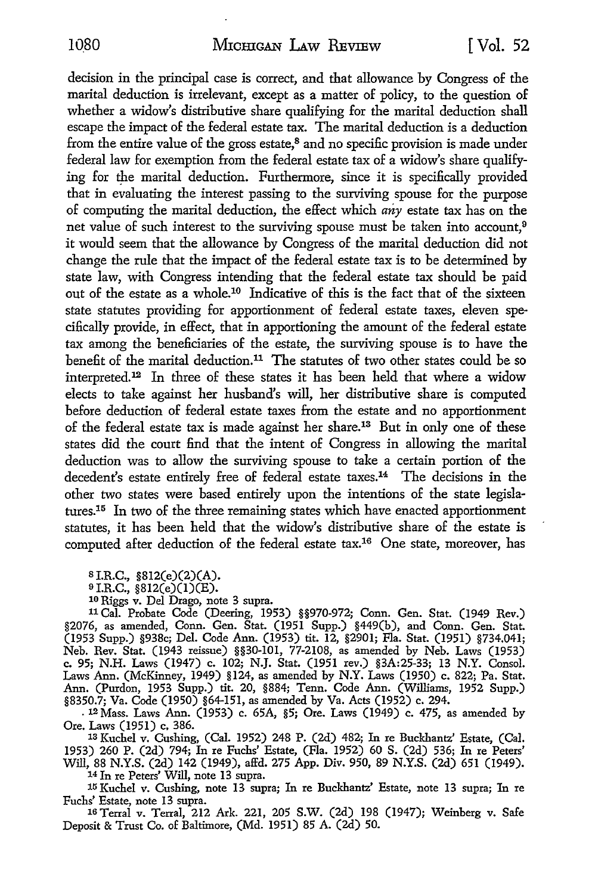decision in the principal case is correct, and that allowance by Congress of the marital deduction is irrelevant, except as a matter of policy, to the question of whether a widow's distributive share qualifying for the marital deduction shall escape the impact of the federal estate tax. The marital deduction is a deduction from the entire value of the gross estate,[8] and no specific provision is made under federal law for exemption from the federal estate tax of a widow's share qualifying for the marital deduction. Furthermore, since it is specifically provided that in evaluating the interest passing to the surviving spouse for the purpose of computing the marital deduction, the effect which *any* estate tax has on the net value of such interest to the surviving spouse must be taken into account,[9] it would seem that the allowance by Congress of the marital deduction did not change the rule that the impact of the federal estate tax is to be determined by state law, with Congress intending that the federal estate tax should be paid out of the estate as a whole.[10] Indicative of this is the fact that of the sixteen state statutes providing for apportionment of federal estate taxes, eleven specifically provide, in effect, that in apportioning the amount of the federal estate tax among the beneficiaries of the estate, the surviving spouse is to have the benefit of the marital deduction.[11] The statutes of two other states could be so interpreted.[12] In three of these states it has been held that where a widow elects to take against her husband's will, her distributive share is computed before deduction of federal estate taxes from the estate and no apportionment of the federal estate tax is made against her share.[13] But in only one of these states did the court find that the intent of Congress in allowing the marital deduction was to allow the surviving spouse to take a certain portion of the decedent's estate entirely free of federal estate taxes.[14] The decisions in the other two states were based entirely upon the intentions of the state legislatures.[15] In two of the three remaining states which have enacted apportionment statutes, it has been held that the widow's distributive share of the estate is computed after deduction of the federal estate tax.[16] One state, moreover, has

[8] I.R.C., §812(e)(2)(A).

[9] I.R.C., §812(e)(1)(E).

[10] Riggs v. Del Drago, note 3 supra.

[11] Cal. Probate Code (Deering, 1953) §§970-972; Conn. Gen. Stat. (1949 Rev.) §2076, as amended, Conn. Gen. Stat. (1951 Supp.) §449(b), and Conn. Gen. Stat. (1953 Supp.) §938c; Del. Code Ann. (1953) tit. 12, §2901; Fla. Stat. (1951) §734.041; Neb. Rev. Stat. (1943 reissue) §§30-101, 77-2108, as amended by Neb. Laws (1953) c. 95; N.H. Laws (1947) c. 102; N.J. Stat. (1951 rev.) §3A:25-33; 13 N.Y. Consol. Laws Ann. (McKinney, 1949) §124, as amended by N.Y. Laws (1950) c. 822; Pa. Stat. Ann. (Purdon, 1953 Supp.) tit. 20, §884; Tenn. Code Ann. (Williams, 1952 Supp.) §8350.7; Va. Code (1950) §64-151, as amended by Va. Acts (1952) c. 294.

[12] Mass. Laws Ann. (1953) c. 65A, §5; Ore. Laws (1949) c. 475, as amended by Ore. Laws (1951) c. 386.

[13] Kuchel v. Cushing, (Cal. 1952) 248 P. (2d) 482; In re Buckhantz' Estate, (Cal. 1953) 260 P. (2d) 794; In re Fuchs' Estate, (Fla. 1952) 60 S. (2d) 536; In re Peters' Will, 88 N.Y.S. (2d) 142 (1949), affd. 275 App. Div. 950, 89 N.Y.S. (2d) 651 (1949).

[14] In re Peters' Will, note 13 supra.

[15] Kuchel v. Cushing, note 13 supra; In re Buckhantz' Estate, note 13 supra; In re Fuchs' Estate, note 13 supra.

[16] Terral v. Terral, 212 Ark. 221, 205 S.W. (2d) 198 (1947); Weinberg v. Safe Deposit & Trust Co. of Baltimore, (Md. 1951) 85 A. (2d) 50.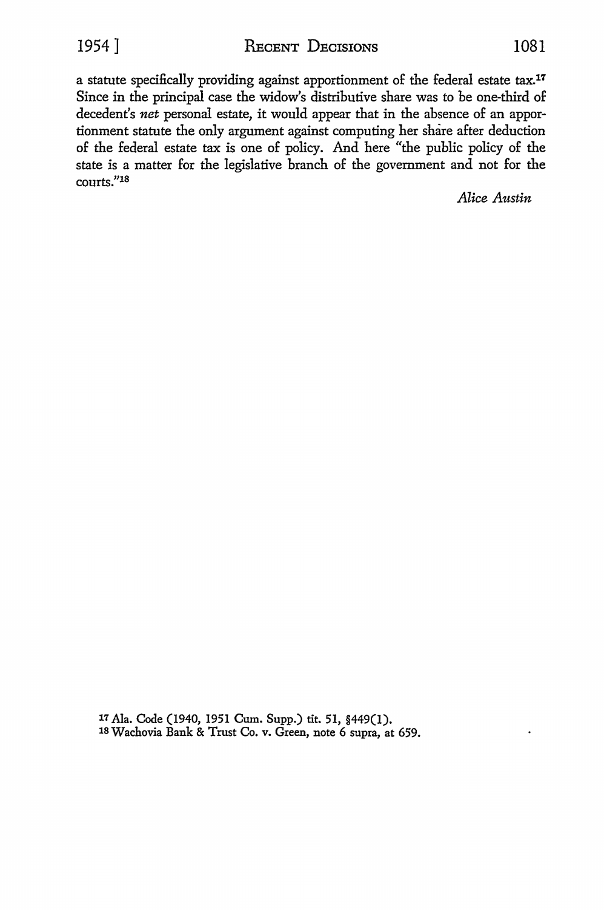a statute specifically providing against apportionment of the federal estate tax.[17] Since in the principal case the widow's distributive share was to be one-third of decedent's *net* personal estate, it would appear that in the absence of an apportionment statute the only argument against computing her share after deduction of the federal estate tax is one of policy. And here "the public policy of the state is a matter for the legislative branch of the government and not for the courts."[18]

*Alice Austin*

---

[17] Ala. Code (1940, 1951 Cum. Supp.) tit. 51, §449(1).

[18] Wachovia Bank & Trust Co. v. Green, note 6 supra, at 659.